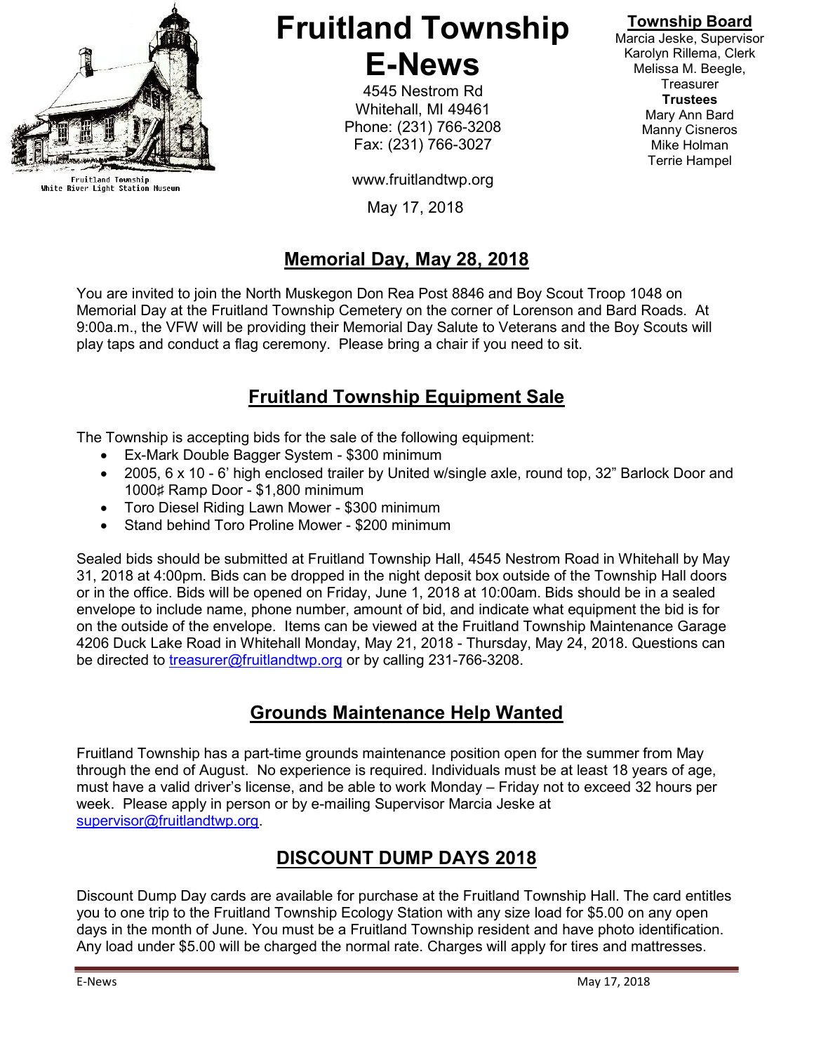Fruitland Township
White River Light Station Museum

# Fruitland Township E-News

4545 Nestrom Rd
Whitehall, MI 49461
Phone: (231) 766-3208
Fax: (231) 766-3027

www.fruitlandtwp.org

May 17, 2018

**Township Board**
Marcia Jeske, Supervisor
Karolyn Rillema, Clerk
Melissa M. Beegle, Treasurer
**Trustees**
Mary Ann Bard
Manny Cisneros
Mike Holman
Terrie Hampel

## Memorial Day, May 28, 2018

You are invited to join the North Muskegon Don Rea Post 8846 and Boy Scout Troop 1048 on Memorial Day at the Fruitland Township Cemetery on the corner of Lorenson and Bard Roads. At 9:00a.m., the VFW will be providing their Memorial Day Salute to Veterans and the Boy Scouts will play taps and conduct a flag ceremony. Please bring a chair if you need to sit.

## Fruitland Township Equipment Sale

The Township is accepting bids for the sale of the following equipment:

- Ex-Mark Double Bagger System - $300 minimum
- 2005, 6 x 10 - 6' high enclosed trailer by United w/single axle, round top, 32" Barlock Door and 1000♯ Ramp Door - $1,800 minimum
- Toro Diesel Riding Lawn Mower - $300 minimum
- Stand behind Toro Proline Mower - $200 minimum

Sealed bids should be submitted at Fruitland Township Hall, 4545 Nestrom Road in Whitehall by May 31, 2018 at 4:00pm. Bids can be dropped in the night deposit box outside of the Township Hall doors or in the office. Bids will be opened on Friday, June 1, 2018 at 10:00am. Bids should be in a sealed envelope to include name, phone number, amount of bid, and indicate what equipment the bid is for on the outside of the envelope. Items can be viewed at the Fruitland Township Maintenance Garage 4206 Duck Lake Road in Whitehall Monday, May 21, 2018 - Thursday, May 24, 2018. Questions can be directed to treasurer@fruitlandtwp.org or by calling 231-766-3208.

## Grounds Maintenance Help Wanted

Fruitland Township has a part-time grounds maintenance position open for the summer from May through the end of August. No experience is required. Individuals must be at least 18 years of age, must have a valid driver's license, and be able to work Monday – Friday not to exceed 32 hours per week. Please apply in person or by e-mailing Supervisor Marcia Jeske at supervisor@fruitlandtwp.org.

## DISCOUNT DUMP DAYS 2018

Discount Dump Day cards are available for purchase at the Fruitland Township Hall. The card entitles you to one trip to the Fruitland Township Ecology Station with any size load for $5.00 on any open days in the month of June. You must be a Fruitland Township resident and have photo identification. Any load under $5.00 will be charged the normal rate. Charges will apply for tires and mattresses.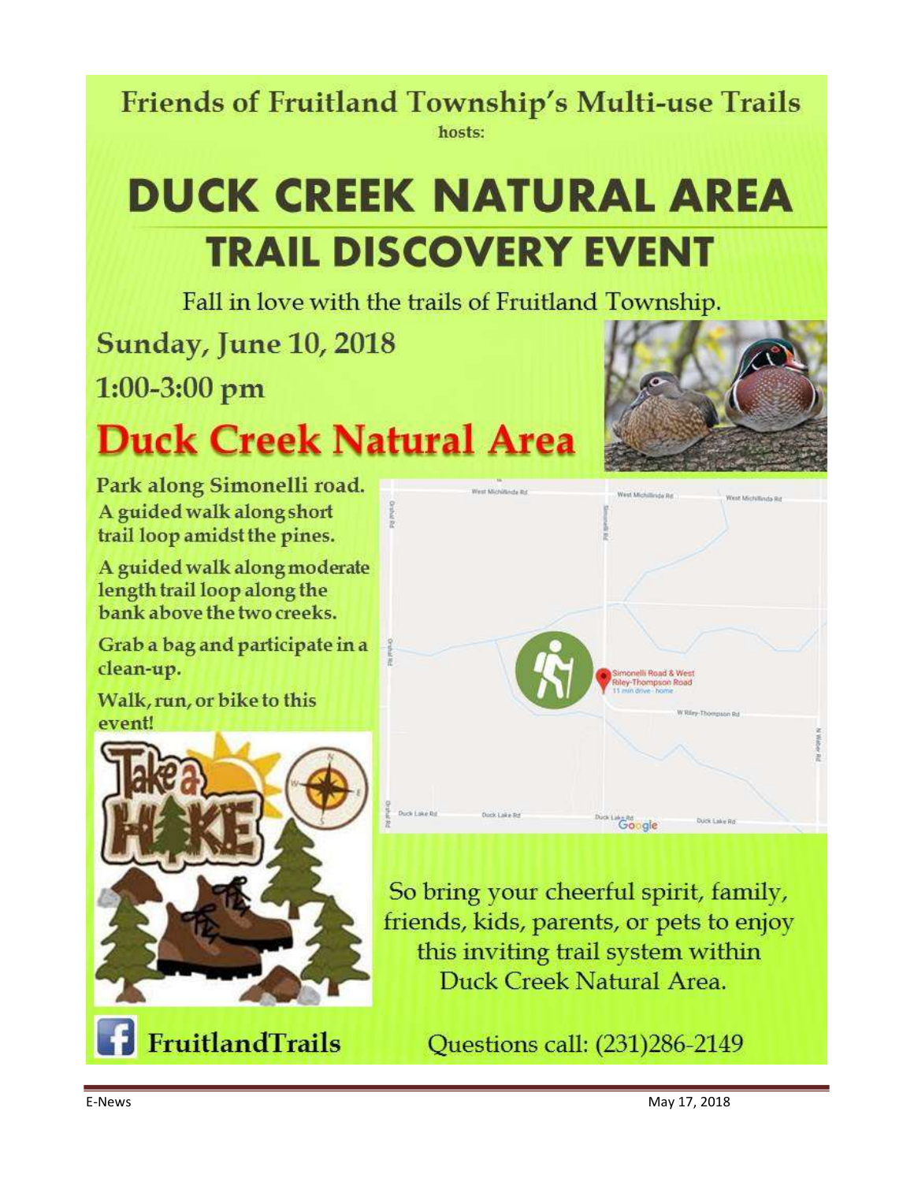Friends of Fruitland Township's Multi-use Trails

hosts:

# DUCK CREEK NATURAL AREA

## TRAIL DISCOVERY EVENT

Fall in love with the trails of Fruitland Township.

**Sunday, June 10, 2018**

**1:00-3:00 pm**

## Duck Creek Natural Area

**Park along Simonelli road.**

A guided walk along short trail loop amidst the pines.

A guided walk along moderate length trail loop along the bank above the two creeks.

Grab a bag and participate in a clean-up.

Walk, run, or bike to this event!

So bring your cheerful spirit, family, friends, kids, parents, or pets to enjoy this inviting trail system within Duck Creek Natural Area.

FruitlandTrails

Questions call: (231)286-2149